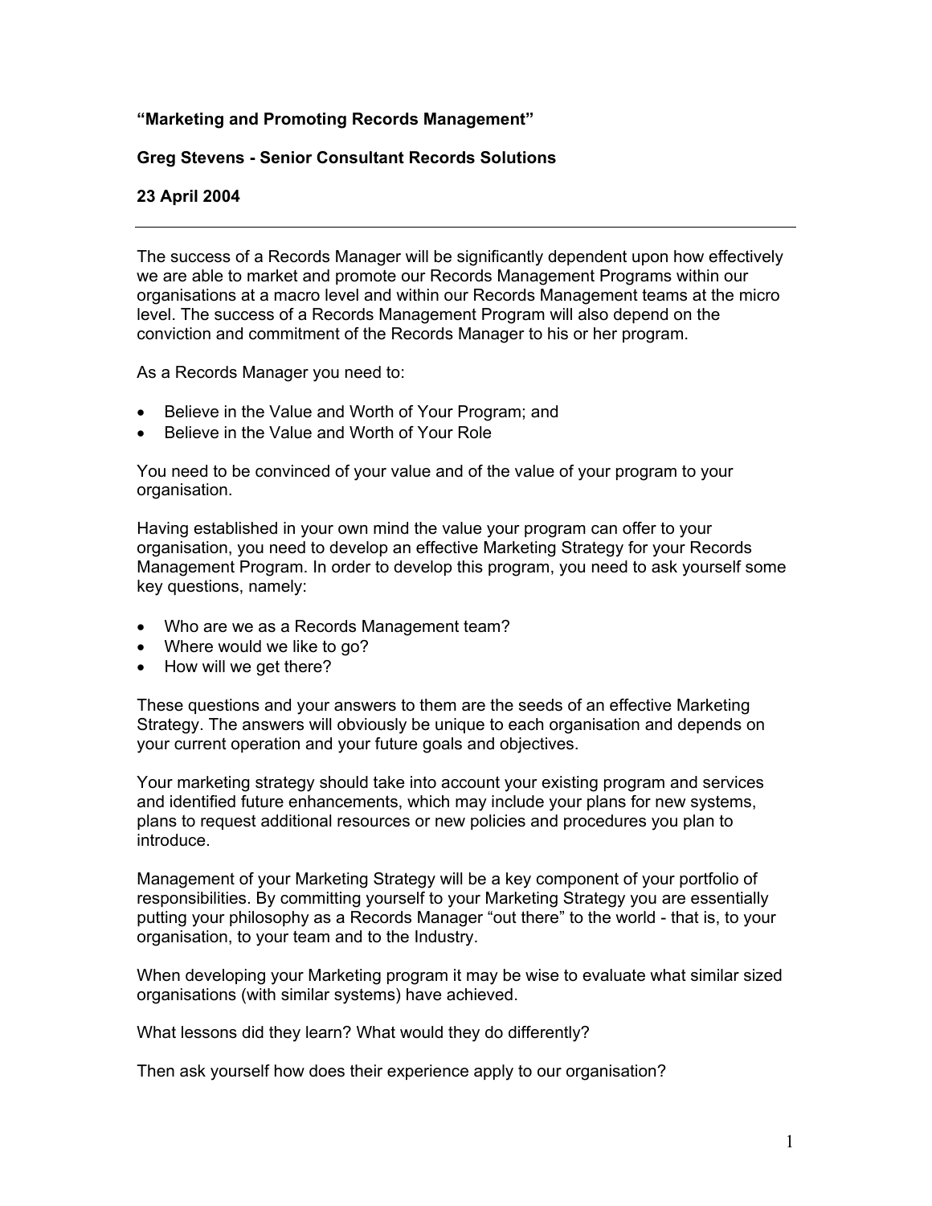**"Marketing and Promoting Records Management"**

**Greg Stevens - Senior Consultant Records Solutions**

**23 April 2004**

---

The success of a Records Manager will be significantly dependent upon how effectively we are able to market and promote our Records Management Programs within our organisations at a macro level and within our Records Management teams at the micro level. The success of a Records Management Program will also depend on the conviction and commitment of the Records Manager to his or her program.

As a Records Manager you need to:

- Believe in the Value and Worth of Your Program; and
- Believe in the Value and Worth of Your Role

You need to be convinced of your value and of the value of your program to your organisation.

Having established in your own mind the value your program can offer to your organisation, you need to develop an effective Marketing Strategy for your Records Management Program. In order to develop this program, you need to ask yourself some key questions, namely:

- Who are we as a Records Management team?
- Where would we like to go?
- How will we get there?

These questions and your answers to them are the seeds of an effective Marketing Strategy. The answers will obviously be unique to each organisation and depends on your current operation and your future goals and objectives.

Your marketing strategy should take into account your existing program and services and identified future enhancements, which may include your plans for new systems, plans to request additional resources or new policies and procedures you plan to introduce.

Management of your Marketing Strategy will be a key component of your portfolio of responsibilities. By committing yourself to your Marketing Strategy you are essentially putting your philosophy as a Records Manager "out there" to the world - that is, to your organisation, to your team and to the Industry.

When developing your Marketing program it may be wise to evaluate what similar sized organisations (with similar systems) have achieved.

What lessons did they learn? What would they do differently?

Then ask yourself how does their experience apply to our organisation?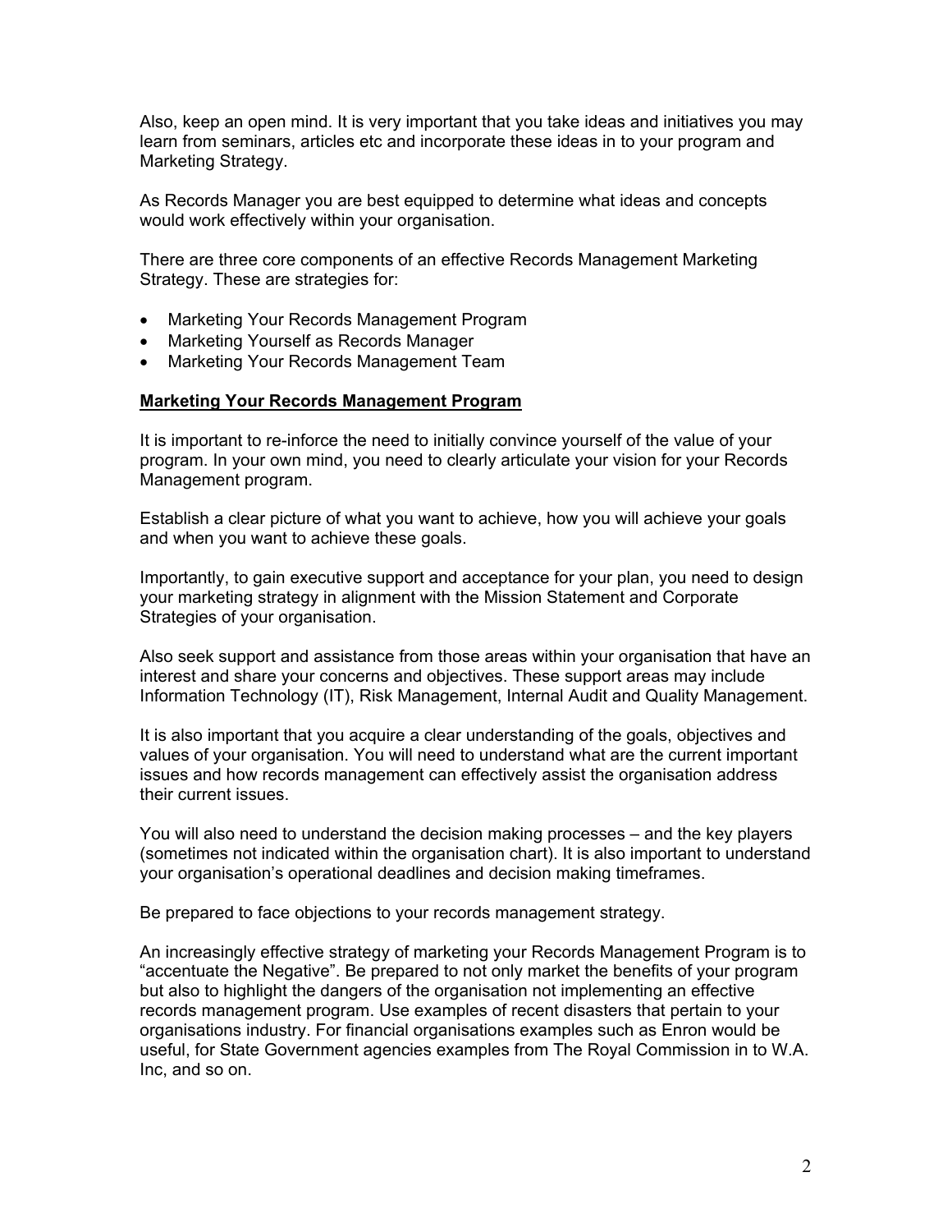Also, keep an open mind. It is very important that you take ideas and initiatives you may learn from seminars, articles etc and incorporate these ideas in to your program and Marketing Strategy.

As Records Manager you are best equipped to determine what ideas and concepts would work effectively within your organisation.

There are three core components of an effective Records Management Marketing Strategy. These are strategies for:

- Marketing Your Records Management Program
- Marketing Yourself as Records Manager
- Marketing Your Records Management Team

## Marketing Your Records Management Program

It is important to re-inforce the need to initially convince yourself of the value of your program. In your own mind, you need to clearly articulate your vision for your Records Management program.

Establish a clear picture of what you want to achieve, how you will achieve your goals and when you want to achieve these goals.

Importantly, to gain executive support and acceptance for your plan, you need to design your marketing strategy in alignment with the Mission Statement and Corporate Strategies of your organisation.

Also seek support and assistance from those areas within your organisation that have an interest and share your concerns and objectives. These support areas may include Information Technology (IT), Risk Management, Internal Audit and Quality Management.

It is also important that you acquire a clear understanding of the goals, objectives and values of your organisation. You will need to understand what are the current important issues and how records management can effectively assist the organisation address their current issues.

You will also need to understand the decision making processes – and the key players (sometimes not indicated within the organisation chart). It is also important to understand your organisation's operational deadlines and decision making timeframes.

Be prepared to face objections to your records management strategy.

An increasingly effective strategy of marketing your Records Management Program is to "accentuate the Negative". Be prepared to not only market the benefits of your program but also to highlight the dangers of the organisation not implementing an effective records management program. Use examples of recent disasters that pertain to your organisations industry. For financial organisations examples such as Enron would be useful, for State Government agencies examples from The Royal Commission in to W.A. Inc, and so on.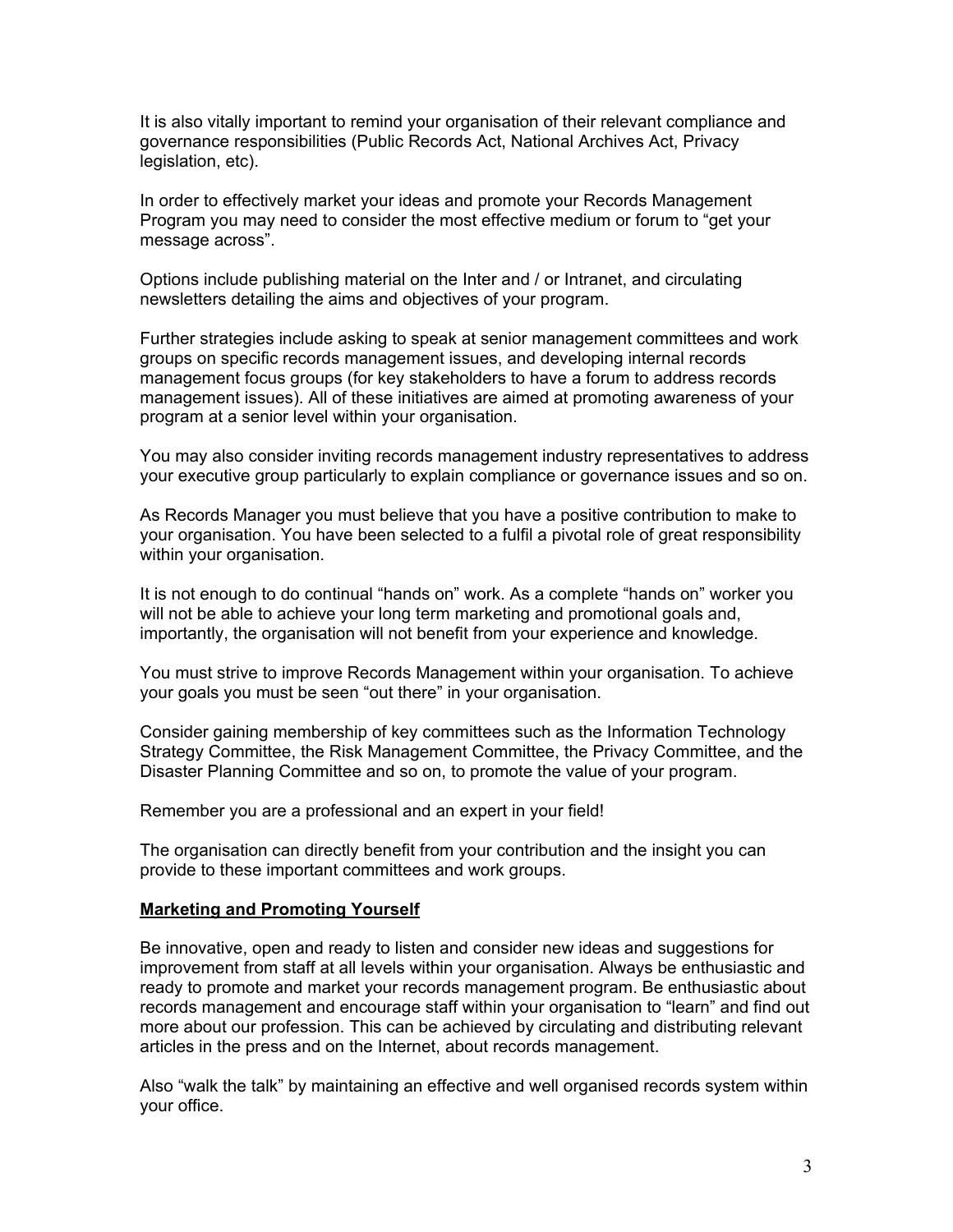It is also vitally important to remind your organisation of their relevant compliance and governance responsibilities (Public Records Act, National Archives Act, Privacy legislation, etc).

In order to effectively market your ideas and promote your Records Management Program you may need to consider the most effective medium or forum to "get your message across".

Options include publishing material on the Inter and / or Intranet, and circulating newsletters detailing the aims and objectives of your program.

Further strategies include asking to speak at senior management committees and work groups on specific records management issues, and developing internal records management focus groups (for key stakeholders to have a forum to address records management issues). All of these initiatives are aimed at promoting awareness of your program at a senior level within your organisation.

You may also consider inviting records management industry representatives to address your executive group particularly to explain compliance or governance issues and so on.

As Records Manager you must believe that you have a positive contribution to make to your organisation. You have been selected to a fulfil a pivotal role of great responsibility within your organisation.

It is not enough to do continual "hands on" work. As a complete "hands on" worker you will not be able to achieve your long term marketing and promotional goals and, importantly, the organisation will not benefit from your experience and knowledge.

You must strive to improve Records Management within your organisation. To achieve your goals you must be seen "out there" in your organisation.

Consider gaining membership of key committees such as the Information Technology Strategy Committee, the Risk Management Committee, the Privacy Committee, and the Disaster Planning Committee and so on, to promote the value of your program.

Remember you are a professional and an expert in your field!

The organisation can directly benefit from your contribution and the insight you can provide to these important committees and work groups.

**Marketing and Promoting Yourself**

Be innovative, open and ready to listen and consider new ideas and suggestions for improvement from staff at all levels within your organisation. Always be enthusiastic and ready to promote and market your records management program. Be enthusiastic about records management and encourage staff within your organisation to "learn" and find out more about our profession. This can be achieved by circulating and distributing relevant articles in the press and on the Internet, about records management.

Also "walk the talk" by maintaining an effective and well organised records system within your office.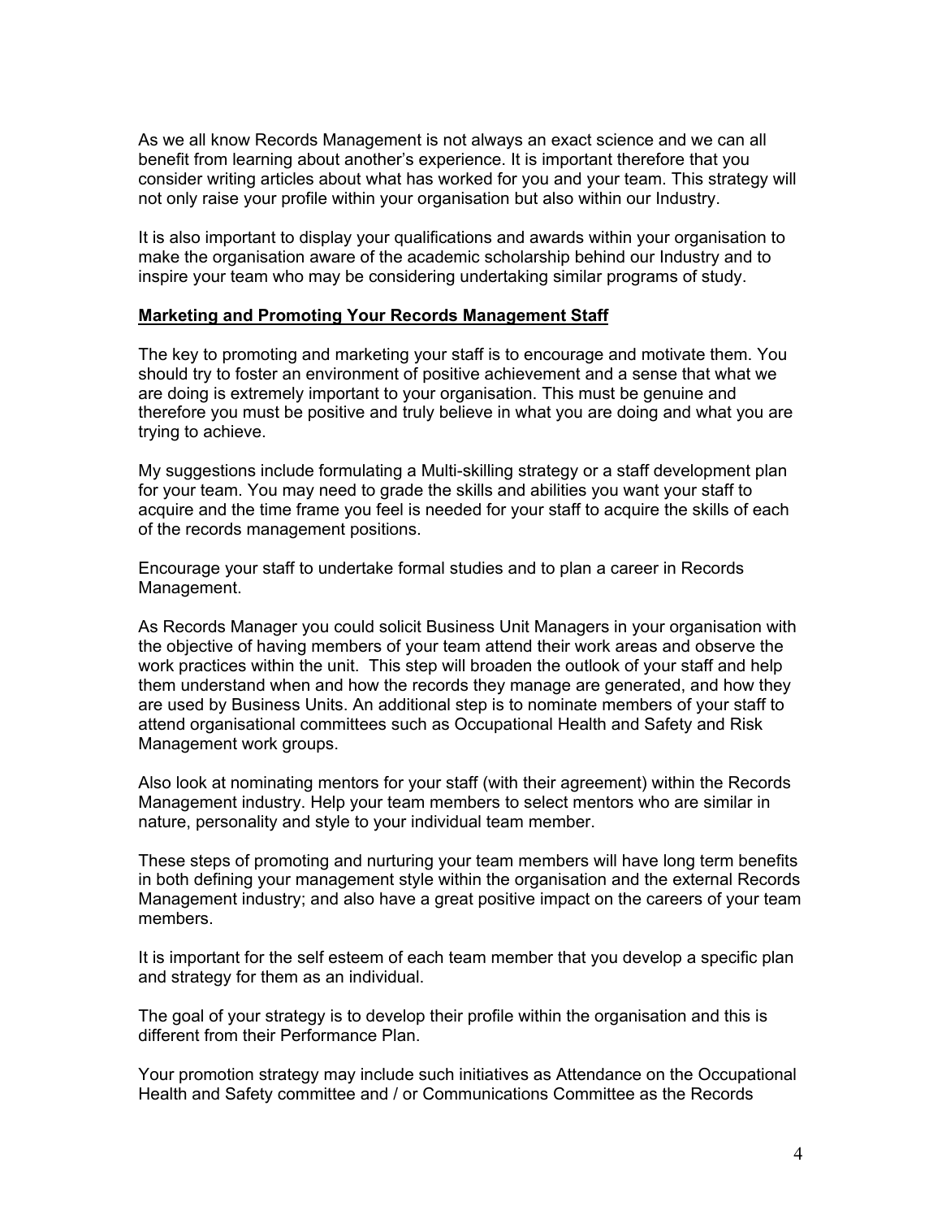As we all know Records Management is not always an exact science and we can all benefit from learning about another's experience. It is important therefore that you consider writing articles about what has worked for you and your team. This strategy will not only raise your profile within your organisation but also within our Industry.

It is also important to display your qualifications and awards within your organisation to make the organisation aware of the academic scholarship behind our Industry and to inspire your team who may be considering undertaking similar programs of study.

## Marketing and Promoting Your Records Management Staff

The key to promoting and marketing your staff is to encourage and motivate them. You should try to foster an environment of positive achievement and a sense that what we are doing is extremely important to your organisation. This must be genuine and therefore you must be positive and truly believe in what you are doing and what you are trying to achieve.

My suggestions include formulating a Multi-skilling strategy or a staff development plan for your team. You may need to grade the skills and abilities you want your staff to acquire and the time frame you feel is needed for your staff to acquire the skills of each of the records management positions.

Encourage your staff to undertake formal studies and to plan a career in Records Management.

As Records Manager you could solicit Business Unit Managers in your organisation with the objective of having members of your team attend their work areas and observe the work practices within the unit. This step will broaden the outlook of your staff and help them understand when and how the records they manage are generated, and how they are used by Business Units. An additional step is to nominate members of your staff to attend organisational committees such as Occupational Health and Safety and Risk Management work groups.

Also look at nominating mentors for your staff (with their agreement) within the Records Management industry. Help your team members to select mentors who are similar in nature, personality and style to your individual team member.

These steps of promoting and nurturing your team members will have long term benefits in both defining your management style within the organisation and the external Records Management industry; and also have a great positive impact on the careers of your team members.

It is important for the self esteem of each team member that you develop a specific plan and strategy for them as an individual.

The goal of your strategy is to develop their profile within the organisation and this is different from their Performance Plan.

Your promotion strategy may include such initiatives as Attendance on the Occupational Health and Safety committee and / or Communications Committee as the Records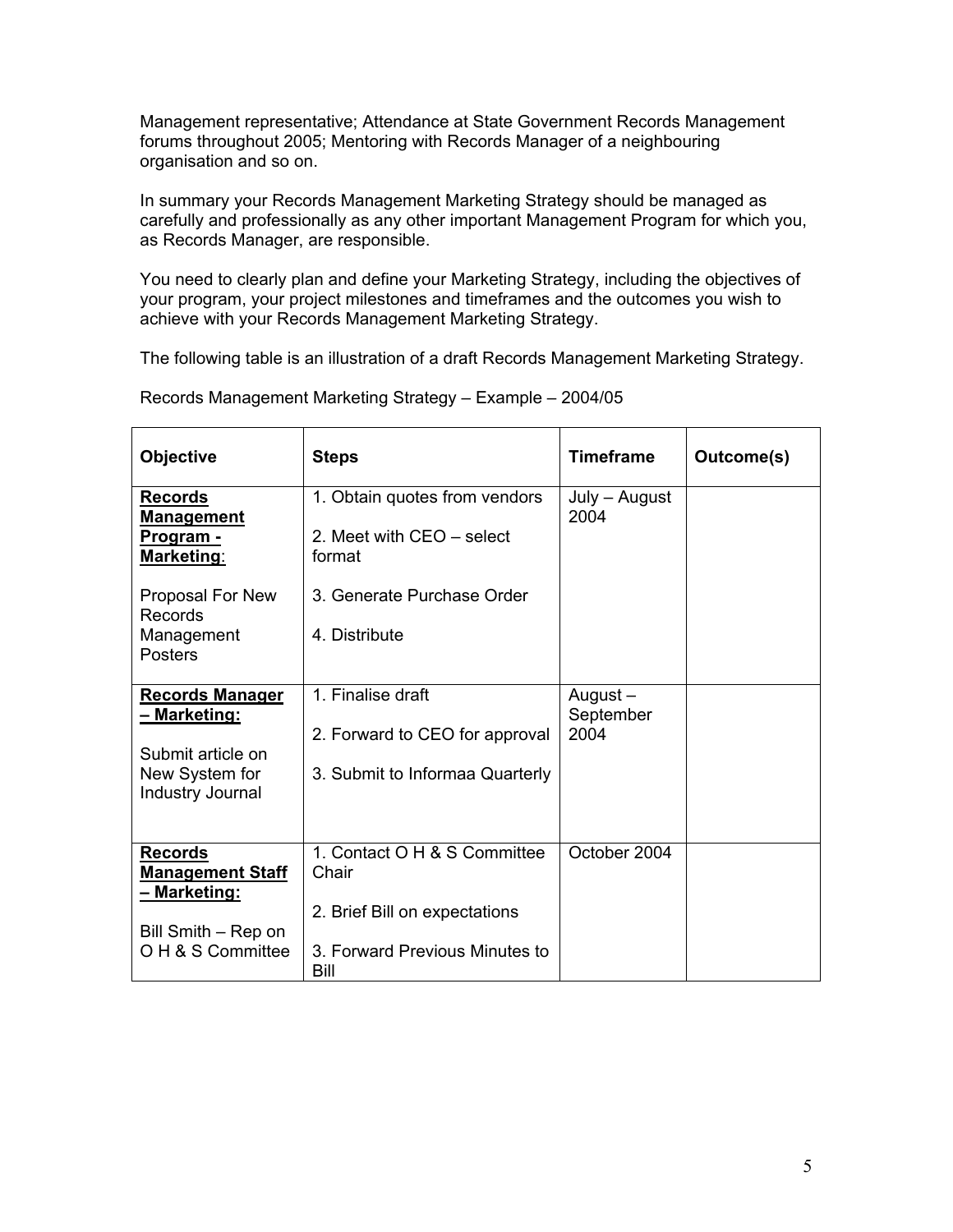Management representative; Attendance at State Government Records Management forums throughout 2005; Mentoring with Records Manager of a neighbouring organisation and so on.

In summary your Records Management Marketing Strategy should be managed as carefully and professionally as any other important Management Program for which you, as Records Manager, are responsible.

You need to clearly plan and define your Marketing Strategy, including the objectives of your program, your project milestones and timeframes and the outcomes you wish to achieve with your Records Management Marketing Strategy.

The following table is an illustration of a draft Records Management Marketing Strategy.

Records Management Marketing Strategy – Example – 2004/05

| Objective | Steps | Timeframe | Outcome(s) |
|---|---|---|---|
| **Records Management Program - Marketing**:<br><br>Proposal For New Records Management Posters | 1. Obtain quotes from vendors<br><br>2. Meet with CEO – select format<br><br>3. Generate Purchase Order<br><br>4. Distribute | July – August 2004 | |
| **Records Manager – Marketing:**<br><br>Submit article on New System for Industry Journal | 1. Finalise draft<br><br>2. Forward to CEO for approval<br><br>3. Submit to Informaa Quarterly | August – September 2004 | |
| **Records Management Staff – Marketing:**<br><br>Bill Smith – Rep on O H & S Committee | 1. Contact O H & S Committee Chair<br><br>2. Brief Bill on expectations<br><br>3. Forward Previous Minutes to Bill | October 2004 | |